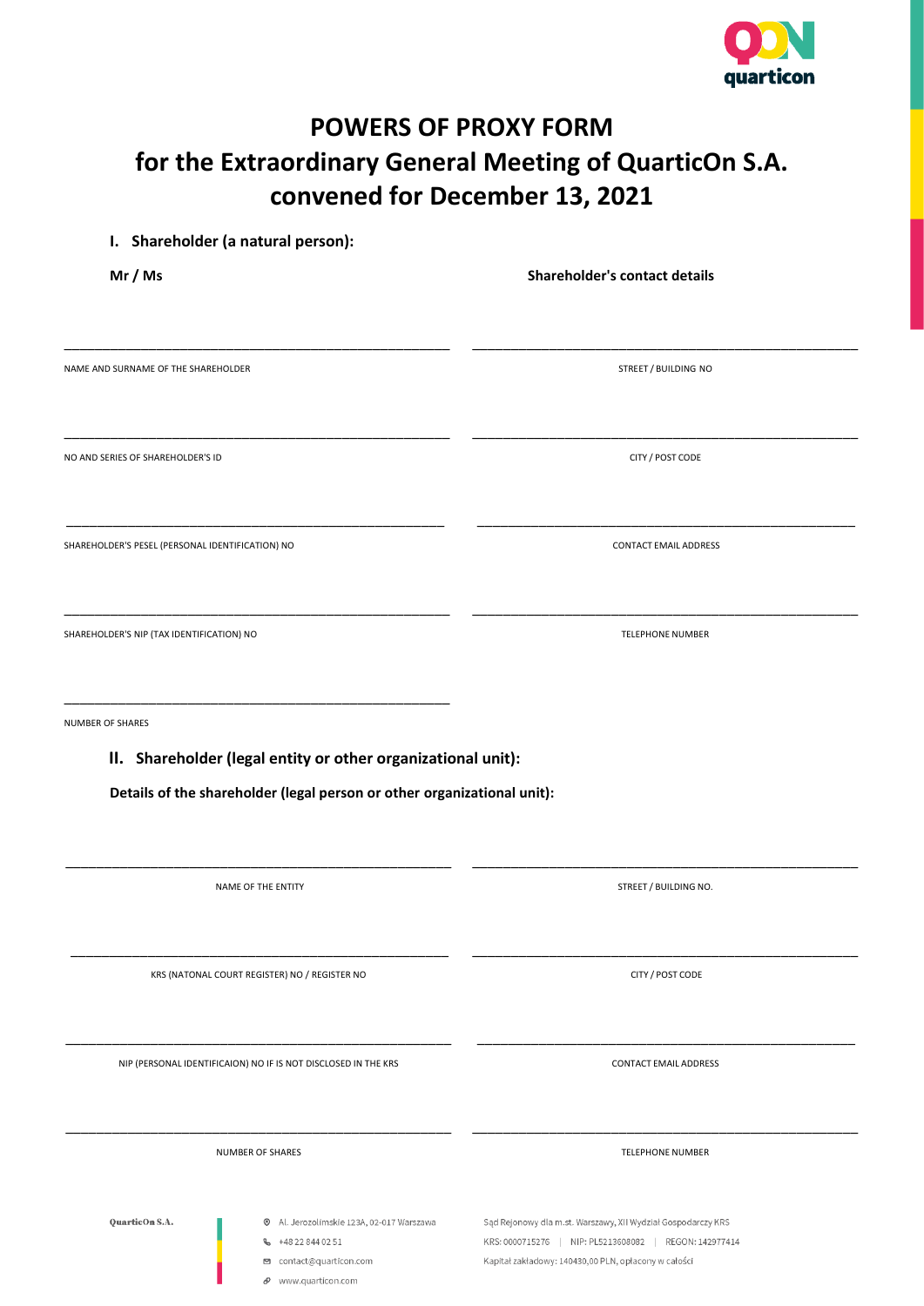# POWERS OF PROXY FORM
# for the Extraordinary General Meeting of QuarticOn S.A. convened for December 13, 2021

## I. Shareholder (a natural person):

**Mr / Ms**

______________________________
NAME AND SURNAME OF THE SHAREHOLDER

______________________________
NO AND SERIES OF SHAREHOLDER'S ID

______________________________
SHAREHOLDER'S PESEL (PERSONAL IDENTIFICATION) NO

______________________________
SHAREHOLDER'S NIP (TAX IDENTIFICATION) NO

______________________________
NUMBER OF SHARES

**Shareholder's contact details**

______________________________
STREET / BUILDING NO

______________________________
CITY / POST CODE

______________________________
CONTACT EMAIL ADDRESS

______________________________
TELEPHONE NUMBER

## II. Shareholder (legal entity or other organizational unit):

**Details of the shareholder (legal person or other organizational unit):**

______________________________
NAME OF THE ENTITY

______________________________
KRS (NATONAL COURT REGISTER) NO / REGISTER NO

______________________________
NIP (PERSONAL IDENTIFICAION) NO IF IS NOT DISCLOSED IN THE KRS

______________________________
NUMBER OF SHARES

______________________________
STREET / BUILDING NO.

______________________________
CITY / POST CODE

______________________________
CONTACT EMAIL ADDRESS

______________________________
TELEPHONE NUMBER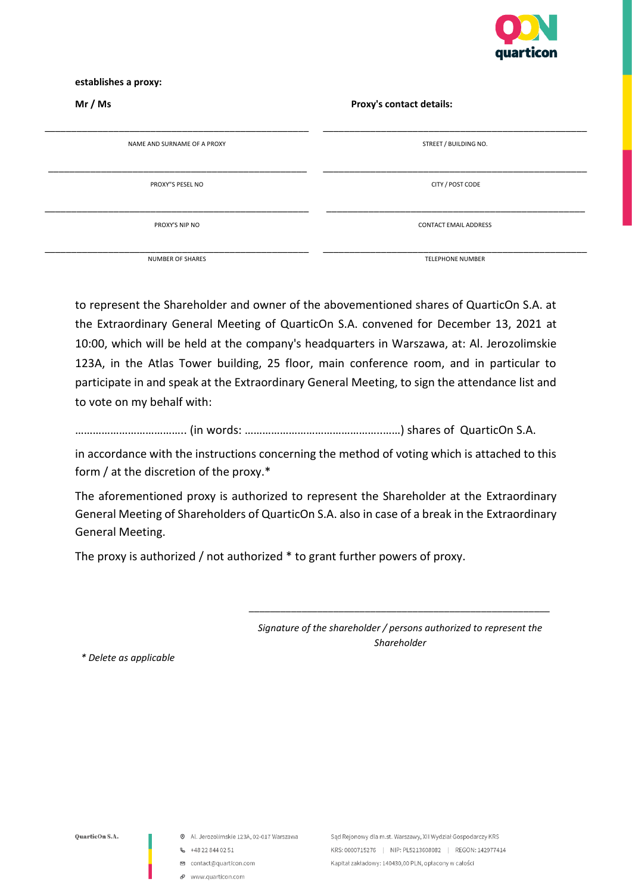**establishes a proxy:**

| **Mr / Ms** | **Proxy's contact details:** |
| --- | --- |
| ______________________________________ | ______________________________________ |
| NAME AND SURNAME OF A PROXY | STREET / BUILDING NO. |
| ______________________________________ | ______________________________________ |
| PROXY"S PESEL NO | CITY / POST CODE |
| ______________________________________ | ______________________________________ |
| PROXY'S NIP NO | CONTACT EMAIL ADDRESS |
| ______________________________________ | ______________________________________ |
| NUMBER OF SHARES | TELEPHONE NUMBER |

to represent the Shareholder and owner of the abovementioned shares of QuarticOn S.A. at the Extraordinary General Meeting of QuarticOn S.A. convened for December 13, 2021 at 10:00, which will be held at the company's headquarters in Warszawa, at: Al. Jerozolimskie 123A, in the Atlas Tower building, 25 floor, main conference room, and in particular to participate in and speak at the Extraordinary General Meeting, to sign the attendance list and to vote on my behalf with:

……………………………….. (in words: ……………………………………………..…) shares of QuarticOn S.A.

in accordance with the instructions concerning the method of voting which is attached to this form / at the discretion of the proxy.*

The aforementioned proxy is authorized to represent the Shareholder at the Extraordinary General Meeting of Shareholders of QuarticOn S.A. also in case of a break in the Extraordinary General Meeting.

The proxy is authorized / not authorized * to grant further powers of proxy.

______________________________________

*Signature of the shareholder / persons authorized to represent the Shareholder*

*\* Delete as applicable*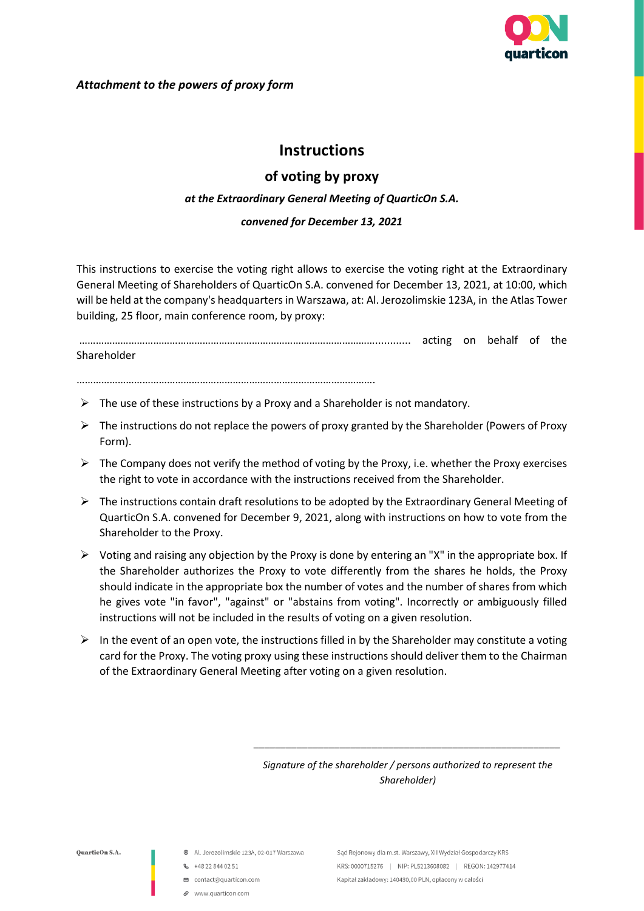*Attachment to the powers of proxy form*

# Instructions

## of voting by proxy

***at the Extraordinary General Meeting of QuarticOn S.A.***

***convened for December 13, 2021***

This instructions to exercise the voting right allows to exercise the voting right at the Extraordinary General Meeting of Shareholders of QuarticOn S.A. convened for December 13, 2021, at 10:00, which will be held at the company's headquarters in Warszawa, at: Al. Jerozolimskie 123A, in the Atlas Tower building, 25 floor, main conference room, by proxy:

………………………………………………………………………………………………………….......... acting on behalf of the Shareholder

……………………………………………………………………………………………….

- The use of these instructions by a Proxy and a Shareholder is not mandatory.
- The instructions do not replace the powers of proxy granted by the Shareholder (Powers of Proxy Form).
- The Company does not verify the method of voting by the Proxy, i.e. whether the Proxy exercises the right to vote in accordance with the instructions received from the Shareholder.
- The instructions contain draft resolutions to be adopted by the Extraordinary General Meeting of QuarticOn S.A. convened for December 9, 2021, along with instructions on how to vote from the Shareholder to the Proxy.
- Voting and raising any objection by the Proxy is done by entering an "X" in the appropriate box. If the Shareholder authorizes the Proxy to vote differently from the shares he holds, the Proxy should indicate in the appropriate box the number of votes and the number of shares from which he gives vote "in favor", "against" or "abstains from voting". Incorrectly or ambiguously filled instructions will not be included in the results of voting on a given resolution.
- In the event of an open vote, the instructions filled in by the Shareholder may constitute a voting card for the Proxy. The voting proxy using these instructions should deliver them to the Chairman of the Extraordinary General Meeting after voting on a given resolution.

\_\_\_\_\_\_\_\_\_\_\_\_\_\_\_\_\_\_\_\_\_\_\_\_\_\_\_\_\_\_\_\_\_\_\_\_\_\_\_\_\_\_\_\_\_\_\_\_\_\_\_\_

*Signature of the shareholder / persons authorized to represent the Shareholder)*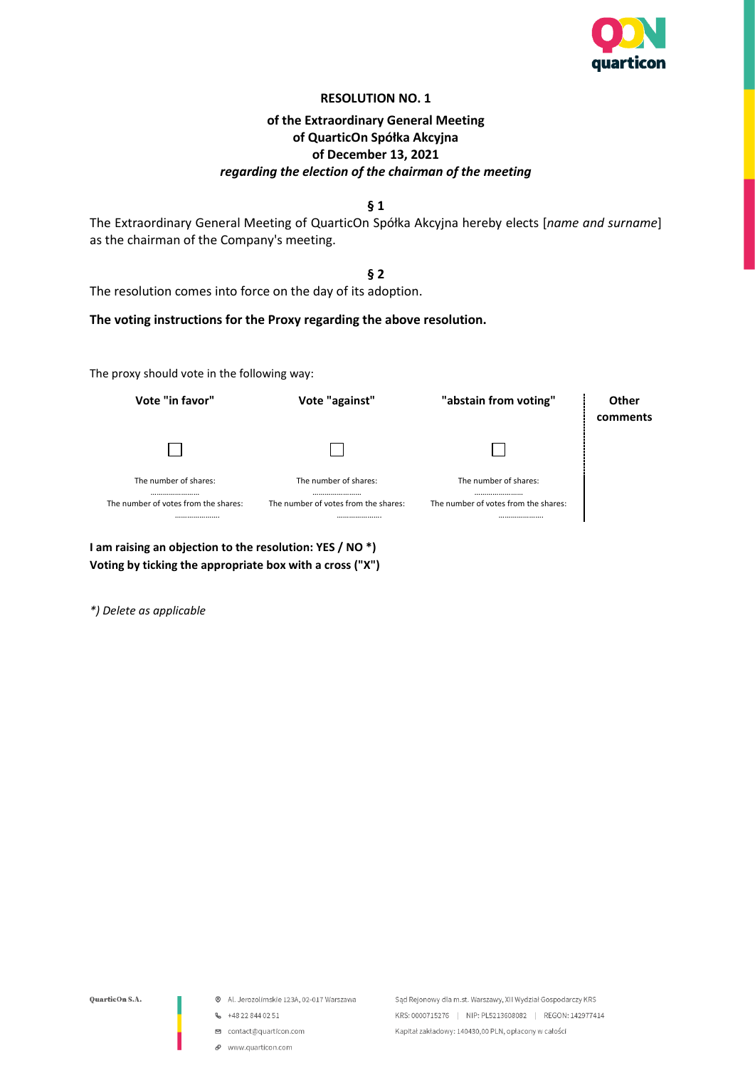**RESOLUTION NO. 1**

**of the Extraordinary General Meeting**
**of QuarticOn Spółka Akcyjna**
**of December 13, 2021**
***regarding the election of the chairman of the meeting***

**§ 1**

The Extraordinary General Meeting of QuarticOn Spółka Akcyjna hereby elects [*name and surname*] as the chairman of the Company's meeting.

**§ 2**

The resolution comes into force on the day of its adoption.

**The voting instructions for the Proxy regarding the above resolution.**

The proxy should vote in the following way:

| Vote "in favor" | Vote "against" | "abstain from voting" | Other comments |
|---|---|---|---|
| ☐ | ☐ | ☐ | |
| The number of shares: ...................... | The number of shares: ...................... | The number of shares: ...................... | |
| The number of votes from the shares: ..................... | The number of votes from the shares: ..................... | The number of votes from the shares: ..................... | |

**I am raising an objection to the resolution: YES / NO \*)**
**Voting by ticking the appropriate box with a cross ("X")**

*\*) Delete as applicable*

QuarticOn S.A.

Al. Jerozolimskie 123A, 02-017 Warszawa
+48 22 844 02 51
contact@quarticon.com
www.quarticon.com

Sąd Rejonowy dla m.st. Warszawy, XII Wydział Gospodarczy KRS
KRS: 0000715276 | NIP: PL5213608082 | REGON: 142977414
Kapitał zakładowy: 140430,00 PLN, opłacony w całości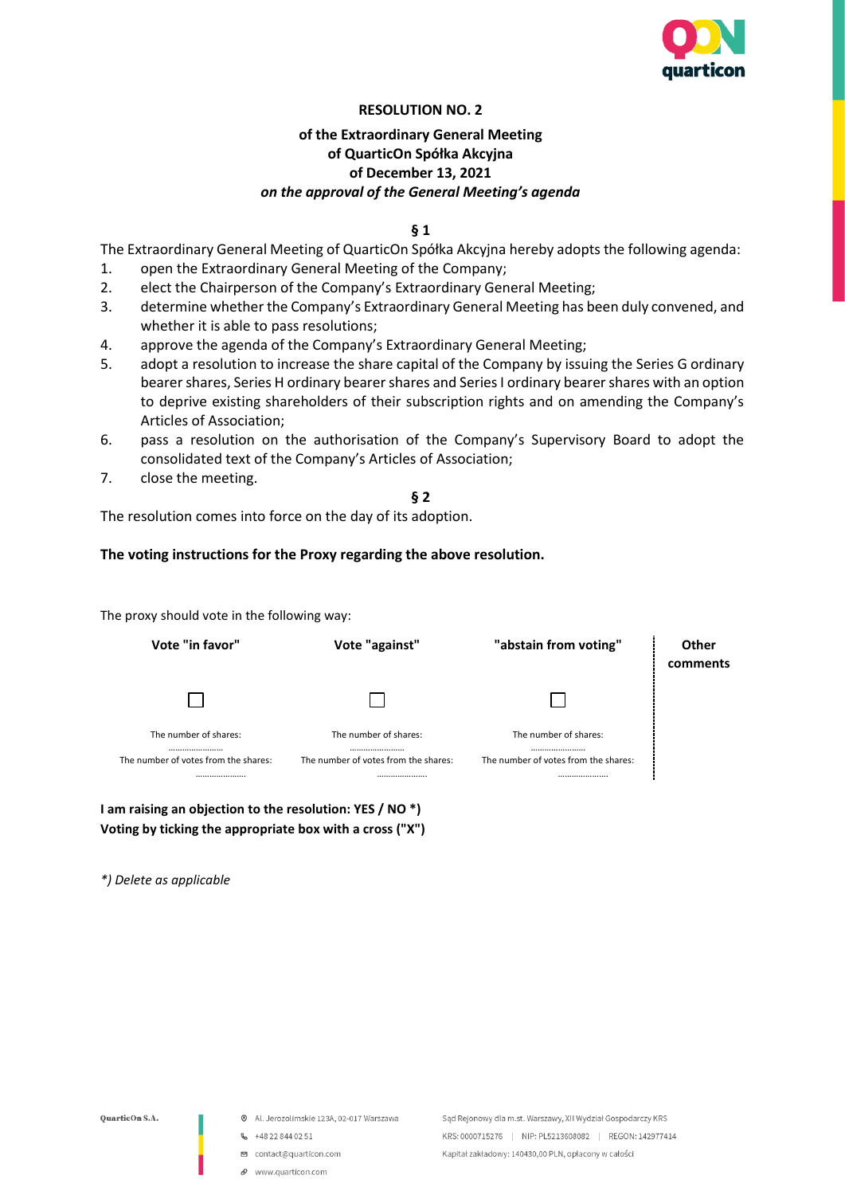**RESOLUTION NO. 2**

**of the Extraordinary General Meeting**
**of QuarticOn Spółka Akcyjna**
**of December 13, 2021**
***on the approval of the General Meeting's agenda***

**§ 1**

The Extraordinary General Meeting of QuarticOn Spółka Akcyjna hereby adopts the following agenda:

1. open the Extraordinary General Meeting of the Company;
2. elect the Chairperson of the Company's Extraordinary General Meeting;
3. determine whether the Company's Extraordinary General Meeting has been duly convened, and whether it is able to pass resolutions;
4. approve the agenda of the Company's Extraordinary General Meeting;
5. adopt a resolution to increase the share capital of the Company by issuing the Series G ordinary bearer shares, Series H ordinary bearer shares and Series I ordinary bearer shares with an option to deprive existing shareholders of their subscription rights and on amending the Company's Articles of Association;
6. pass a resolution on the authorisation of the Company's Supervisory Board to adopt the consolidated text of the Company's Articles of Association;
7. close the meeting.

**§ 2**

The resolution comes into force on the day of its adoption.

**The voting instructions for the Proxy regarding the above resolution.**

The proxy should vote in the following way:

| Vote "in favor" | Vote "against" | "abstain from voting" | Other comments |
|---|---|---|---|
| ☐ | ☐ | ☐ | |
| The number of shares: …………………… | The number of shares: …………………… | The number of shares: …………………… | |
| The number of votes from the shares: …………………… | The number of votes from the shares: …………………… | The number of votes from the shares: …………………… | |

**I am raising an objection to the resolution: YES / NO \*)**
**Voting by ticking the appropriate box with a cross ("X")**

*\*) Delete as applicable*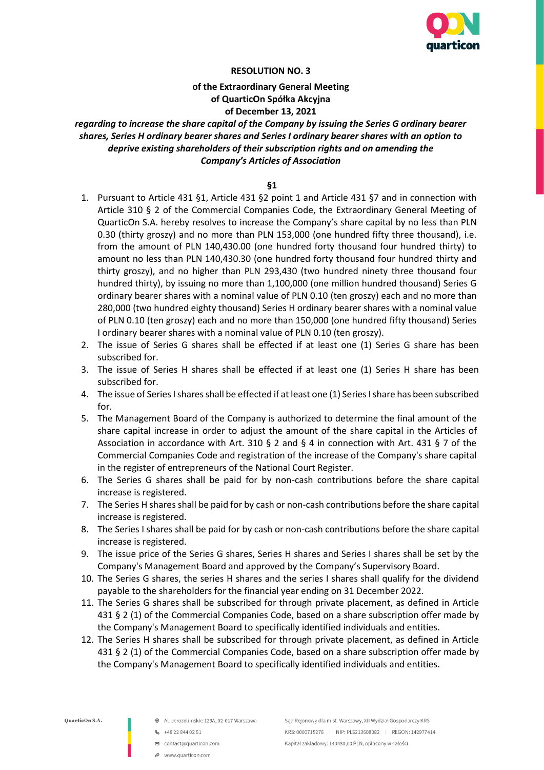**RESOLUTION NO. 3**

**of the Extraordinary General Meeting of QuarticOn Spółka Akcyjna of December 13, 2021**

***regarding to increase the share capital of the Company by issuing the Series G ordinary bearer shares, Series H ordinary bearer shares and Series I ordinary bearer shares with an option to deprive existing shareholders of their subscription rights and on amending the Company's Articles of Association***

**§1**

1. Pursuant to Article 431 §1, Article 431 §2 point 1 and Article 431 §7 and in connection with Article 310 § 2 of the Commercial Companies Code, the Extraordinary General Meeting of QuarticOn S.A. hereby resolves to increase the Company's share capital by no less than PLN 0.30 (thirty groszy) and no more than PLN 153,000 (one hundred fifty three thousand), i.e. from the amount of PLN 140,430.00 (one hundred forty thousand four hundred thirty) to amount no less than PLN 140,430.30 (one hundred forty thousand four hundred thirty and thirty groszy), and no higher than PLN 293,430 (two hundred ninety three thousand four hundred thirty), by issuing no more than 1,100,000 (one million hundred thousand) Series G ordinary bearer shares with a nominal value of PLN 0.10 (ten groszy) each and no more than 280,000 (two hundred eighty thousand) Series H ordinary bearer shares with a nominal value of PLN 0.10 (ten groszy) each and no more than 150,000 (one hundred fifty thousand) Series I ordinary bearer shares with a nominal value of PLN 0.10 (ten groszy).
2. The issue of Series G shares shall be effected if at least one (1) Series G share has been subscribed for.
3. The issue of Series H shares shall be effected if at least one (1) Series H share has been subscribed for.
4. The issue of Series I shares shall be effected if at least one (1) Series I share has been subscribed for.
5. The Management Board of the Company is authorized to determine the final amount of the share capital increase in order to adjust the amount of the share capital in the Articles of Association in accordance with Art. 310 § 2 and § 4 in connection with Art. 431 § 7 of the Commercial Companies Code and registration of the increase of the Company's share capital in the register of entrepreneurs of the National Court Register.
6. The Series G shares shall be paid for by non-cash contributions before the share capital increase is registered.
7. The Series H shares shall be paid for by cash or non-cash contributions before the share capital increase is registered.
8. The Series I shares shall be paid for by cash or non-cash contributions before the share capital increase is registered.
9. The issue price of the Series G shares, Series H shares and Series I shares shall be set by the Company's Management Board and approved by the Company's Supervisory Board.
10. The Series G shares, the series H shares and the series I shares shall qualify for the dividend payable to the shareholders for the financial year ending on 31 December 2022.
11. The Series G shares shall be subscribed for through private placement, as defined in Article 431 § 2 (1) of the Commercial Companies Code, based on a share subscription offer made by the Company's Management Board to specifically identified individuals and entities.
12. The Series H shares shall be subscribed for through private placement, as defined in Article 431 § 2 (1) of the Commercial Companies Code, based on a share subscription offer made by the Company's Management Board to specifically identified individuals and entities.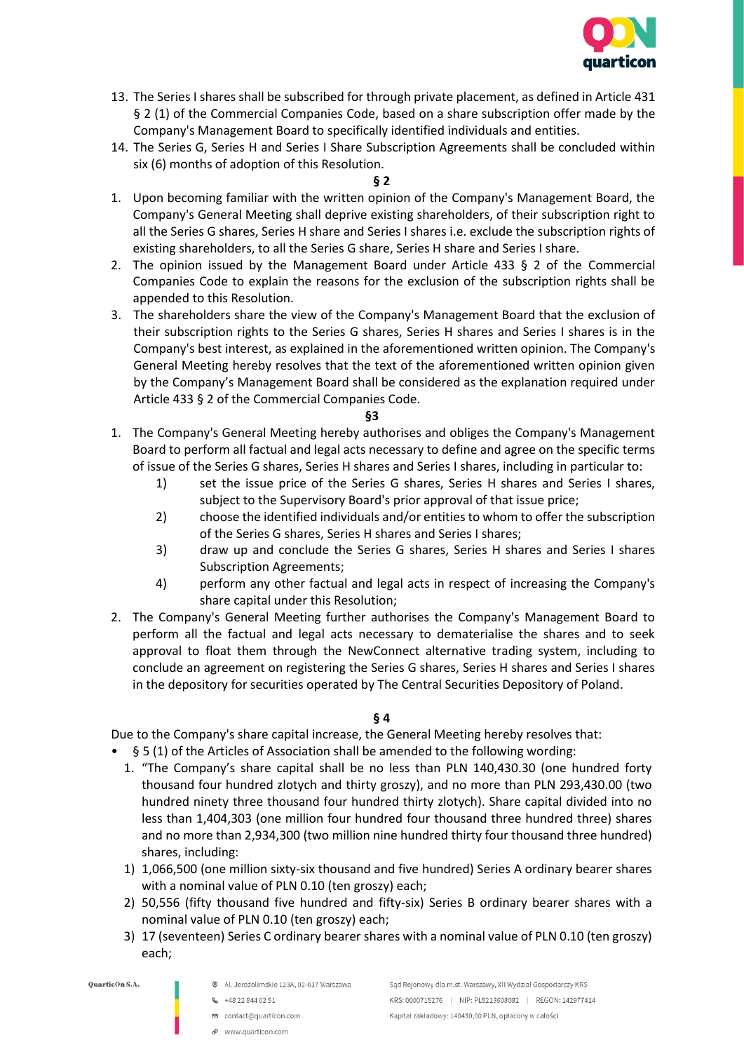13. The Series I shares shall be subscribed for through private placement, as defined in Article 431 § 2 (1) of the Commercial Companies Code, based on a share subscription offer made by the Company's Management Board to specifically identified individuals and entities.
14. The Series G, Series H and Series I Share Subscription Agreements shall be concluded within six (6) months of adoption of this Resolution.

**§ 2**

1. Upon becoming familiar with the written opinion of the Company's Management Board, the Company's General Meeting shall deprive existing shareholders, of their subscription right to all the Series G shares, Series H share and Series I shares i.e. exclude the subscription rights of existing shareholders, to all the Series G share, Series H share and Series I share.
2. The opinion issued by the Management Board under Article 433 § 2 of the Commercial Companies Code to explain the reasons for the exclusion of the subscription rights shall be appended to this Resolution.
3. The shareholders share the view of the Company's Management Board that the exclusion of their subscription rights to the Series G shares, Series H shares and Series I shares is in the Company's best interest, as explained in the aforementioned written opinion. The Company's General Meeting hereby resolves that the text of the aforementioned written opinion given by the Company's Management Board shall be considered as the explanation required under Article 433 § 2 of the Commercial Companies Code.

**§3**

1. The Company's General Meeting hereby authorises and obliges the Company's Management Board to perform all factual and legal acts necessary to define and agree on the specific terms of issue of the Series G shares, Series H shares and Series I shares, including in particular to:
   1) set the issue price of the Series G shares, Series H shares and Series I shares, subject to the Supervisory Board's prior approval of that issue price;
   2) choose the identified individuals and/or entities to whom to offer the subscription of the Series G shares, Series H shares and Series I shares;
   3) draw up and conclude the Series G shares, Series H shares and Series I shares Subscription Agreements;
   4) perform any other factual and legal acts in respect of increasing the Company's share capital under this Resolution;
2. The Company's General Meeting further authorises the Company's Management Board to perform all the factual and legal acts necessary to dematerialise the shares and to seek approval to float them through the NewConnect alternative trading system, including to conclude an agreement on registering the Series G shares, Series H shares and Series I shares in the depository for securities operated by The Central Securities Depository of Poland.

**§ 4**

Due to the Company's share capital increase, the General Meeting hereby resolves that:

- § 5 (1) of the Articles of Association shall be amended to the following wording:
  1. "The Company's share capital shall be no less than PLN 140,430.30 (one hundred forty thousand four hundred zlotych and thirty groszy), and no more than PLN 293,430.00 (two hundred ninety three thousand four hundred thirty zlotych). Share capital divided into no less than 1,404,303 (one million four hundred four thousand three hundred three) shares and no more than 2,934,300 (two million nine hundred thirty four thousand three hundred) shares, including:
  1) 1,066,500 (one million sixty-six thousand and five hundred) Series A ordinary bearer shares with a nominal value of PLN 0.10 (ten groszy) each;
  2) 50,556 (fifty thousand five hundred and fifty-six) Series B ordinary bearer shares with a nominal value of PLN 0.10 (ten groszy) each;
  3) 17 (seventeen) Series C ordinary bearer shares with a nominal value of PLN 0.10 (ten groszy) each;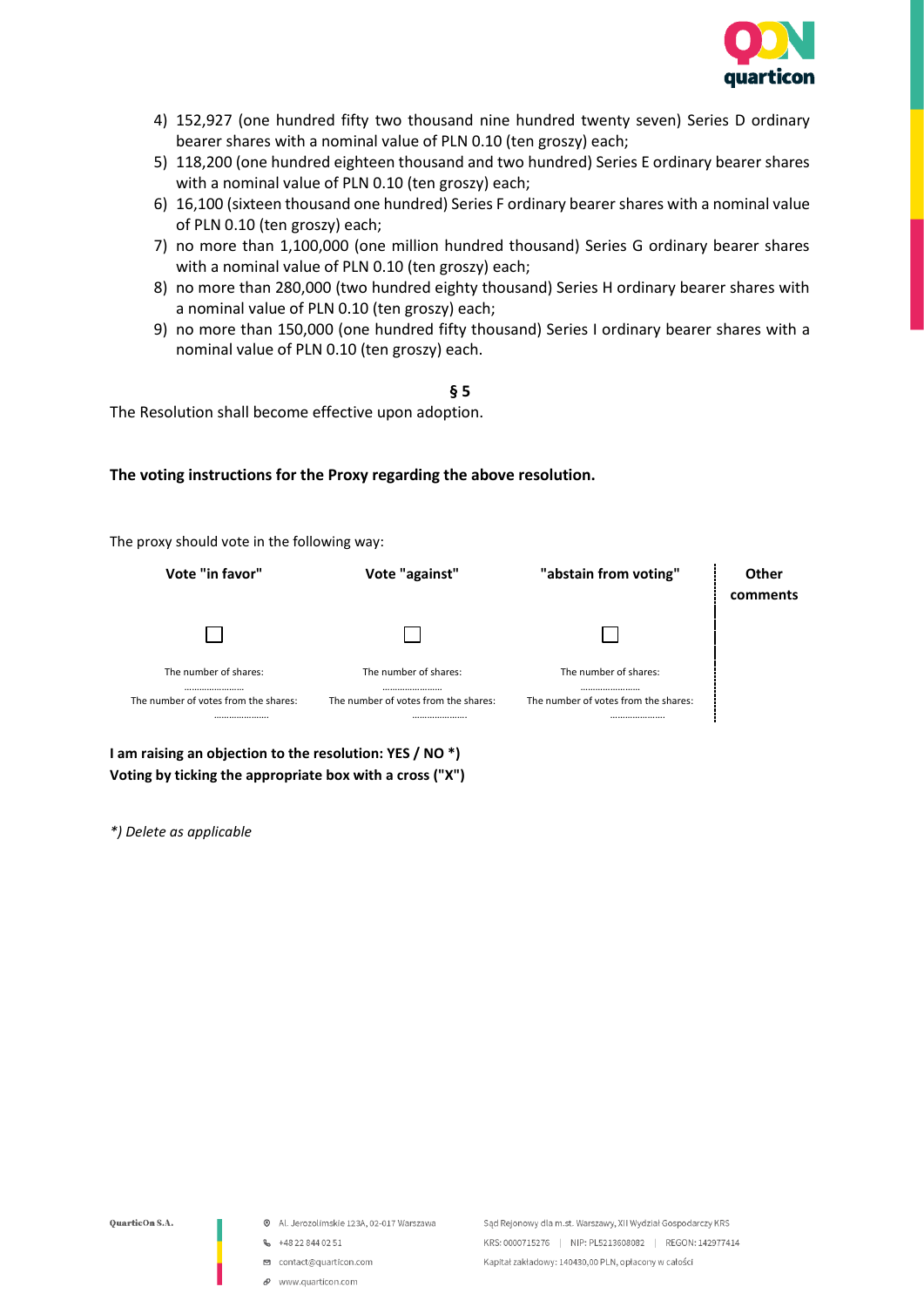4) 152,927 (one hundred fifty two thousand nine hundred twenty seven) Series D ordinary bearer shares with a nominal value of PLN 0.10 (ten groszy) each;
5) 118,200 (one hundred eighteen thousand and two hundred) Series E ordinary bearer shares with a nominal value of PLN 0.10 (ten groszy) each;
6) 16,100 (sixteen thousand one hundred) Series F ordinary bearer shares with a nominal value of PLN 0.10 (ten groszy) each;
7) no more than 1,100,000 (one million hundred thousand) Series G ordinary bearer shares with a nominal value of PLN 0.10 (ten groszy) each;
8) no more than 280,000 (two hundred eighty thousand) Series H ordinary bearer shares with a nominal value of PLN 0.10 (ten groszy) each;
9) no more than 150,000 (one hundred fifty thousand) Series I ordinary bearer shares with a nominal value of PLN 0.10 (ten groszy) each.

**§ 5**

The Resolution shall become effective upon adoption.

**The voting instructions for the Proxy regarding the above resolution.**

The proxy should vote in the following way:

| Vote "in favor" | Vote "against" | "abstain from voting" | Other comments |
|---|---|---|---|
| ☐ | ☐ | ☐ | |
| The number of shares: ………………… | The number of shares: ………………… | The number of shares: ………………… | |
| The number of votes from the shares: ………………… | The number of votes from the shares: ………………… | The number of votes from the shares: ………………… | |

**I am raising an objection to the resolution: YES / NO *)**
**Voting by ticking the appropriate box with a cross ("X")**

*\*) Delete as applicable*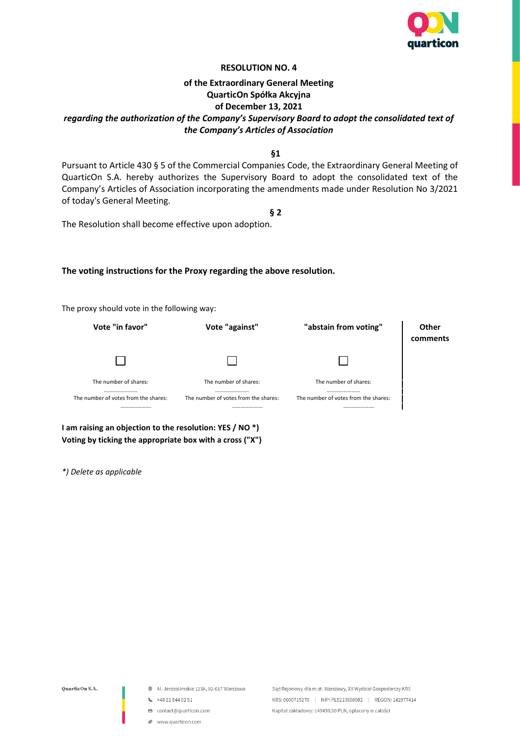**RESOLUTION NO. 4**

**of the Extraordinary General Meeting**
**QuarticOn Spółka Akcyjna**
**of December 13, 2021**

***regarding the authorization of the Company's Supervisory Board to adopt the consolidated text of the Company's Articles of Association***

**§1**

Pursuant to Article 430 § 5 of the Commercial Companies Code, the Extraordinary General Meeting of QuarticOn S.A. hereby authorizes the Supervisory Board to adopt the consolidated text of the Company's Articles of Association incorporating the amendments made under Resolution No 3/2021 of today's General Meeting.

**§ 2**

The Resolution shall become effective upon adoption.

**The voting instructions for the Proxy regarding the above resolution.**

The proxy should vote in the following way:

| Vote "in favor" | Vote "against" | "abstain from voting" | Other comments |
|---|---|---|---|
| ☐ | ☐ | ☐ | |
| The number of shares: ……………………. | The number of shares: ……………………. | The number of shares: ……………………. | |
| The number of votes from the shares: …………………. | The number of votes from the shares: …………………. | The number of votes from the shares: …………………. | |

**I am raising an objection to the resolution: YES / NO \*)**
**Voting by ticking the appropriate box with a cross ("X")**

*\*) Delete as applicable*